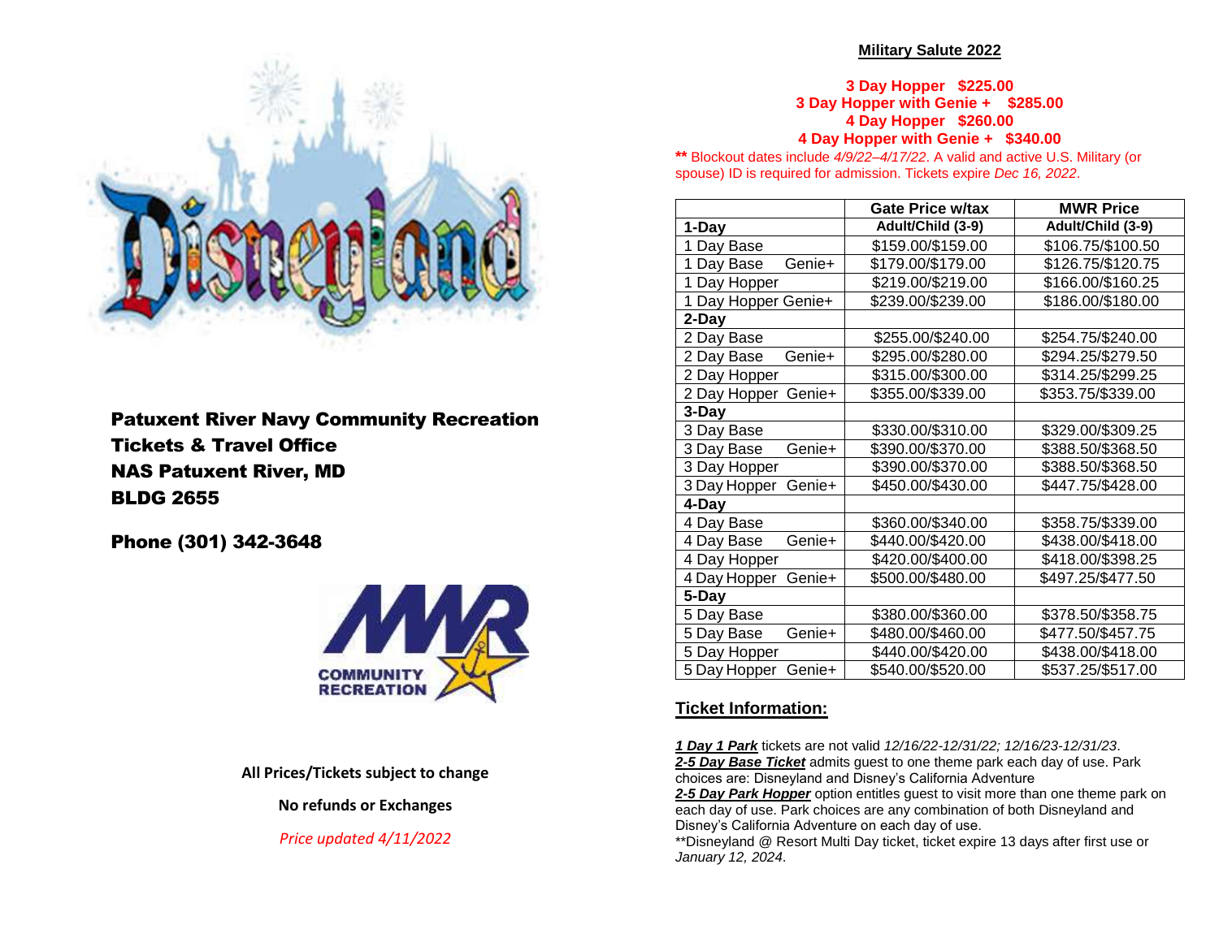**Patuxent River Navy Community Recreation**
**Tickets & Travel Office**
**NAS Patuxent River, MD**
**BLDG 2655**

**Phone (301) 342-3648**

**All Prices/Tickets subject to change**

**No refunds or Exchanges**

*Price updated 4/11/2022*

## Military Salute 2022

**3 Day Hopper $225.00**
**3 Day Hopper with Genie + $285.00**
**4 Day Hopper $260.00**
**4 Day Hopper with Genie + $340.00**

** Blockout dates include *4/9/22–4/17/22*. A valid and active U.S. Military (or spouse) ID is required for admission. Tickets expire *Dec 16, 2022*.

| | Gate Price w/tax | MWR Price |
|---|---|---|
| **1-Day** | **Adult/Child (3-9)** | **Adult/Child (3-9)** |
| 1 Day Base | $159.00/$159.00 | $106.75/$100.50 |
| 1 Day Base Genie+ | $179.00/$179.00 | $126.75/$120.75 |
| 1 Day Hopper | $219.00/$219.00 | $166.00/$160.25 |
| 1 Day Hopper Genie+ | $239.00/$239.00 | $186.00/$180.00 |
| **2-Day** | | |
| 2 Day Base | $255.00/$240.00 | $254.75/$240.00 |
| 2 Day Base Genie+ | $295.00/$280.00 | $294.25/$279.50 |
| 2 Day Hopper | $315.00/$300.00 | $314.25/$299.25 |
| 2 Day Hopper Genie+ | $355.00/$339.00 | $353.75/$339.00 |
| **3-Day** | | |
| 3 Day Base | $330.00/$310.00 | $329.00/$309.25 |
| 3 Day Base Genie+ | $390.00/$370.00 | $388.50/$368.50 |
| 3 Day Hopper | $390.00/$370.00 | $388.50/$368.50 |
| 3 Day Hopper Genie+ | $450.00/$430.00 | $447.75/$428.00 |
| **4-Day** | | |
| 4 Day Base | $360.00/$340.00 | $358.75/$339.00 |
| 4 Day Base Genie+ | $440.00/$420.00 | $438.00/$418.00 |
| 4 Day Hopper | $420.00/$400.00 | $418.00/$398.25 |
| 4 Day Hopper Genie+ | $500.00/$480.00 | $497.25/$477.50 |
| **5-Day** | | |
| 5 Day Base | $380.00/$360.00 | $378.50/$358.75 |
| 5 Day Base Genie+ | $480.00/$460.00 | $477.50/$457.75 |
| 5 Day Hopper | $440.00/$420.00 | $438.00/$418.00 |
| 5 Day Hopper Genie+ | $540.00/$520.00 | $537.25/$517.00 |

## Ticket Information:

***1 Day 1 Park*** tickets are not valid *12/16/22-12/31/22; 12/16/23-12/31/23*.
***2-5 Day Base Ticket*** admits guest to one theme park each day of use. Park choices are: Disneyland and Disney's California Adventure
***2-5 Day Park Hopper*** option entitles guest to visit more than one theme park on each day of use. Park choices are any combination of both Disneyland and Disney's California Adventure on each day of use.
**Disneyland @ Resort Multi Day ticket, ticket expire 13 days after first use or *January 12, 2024*.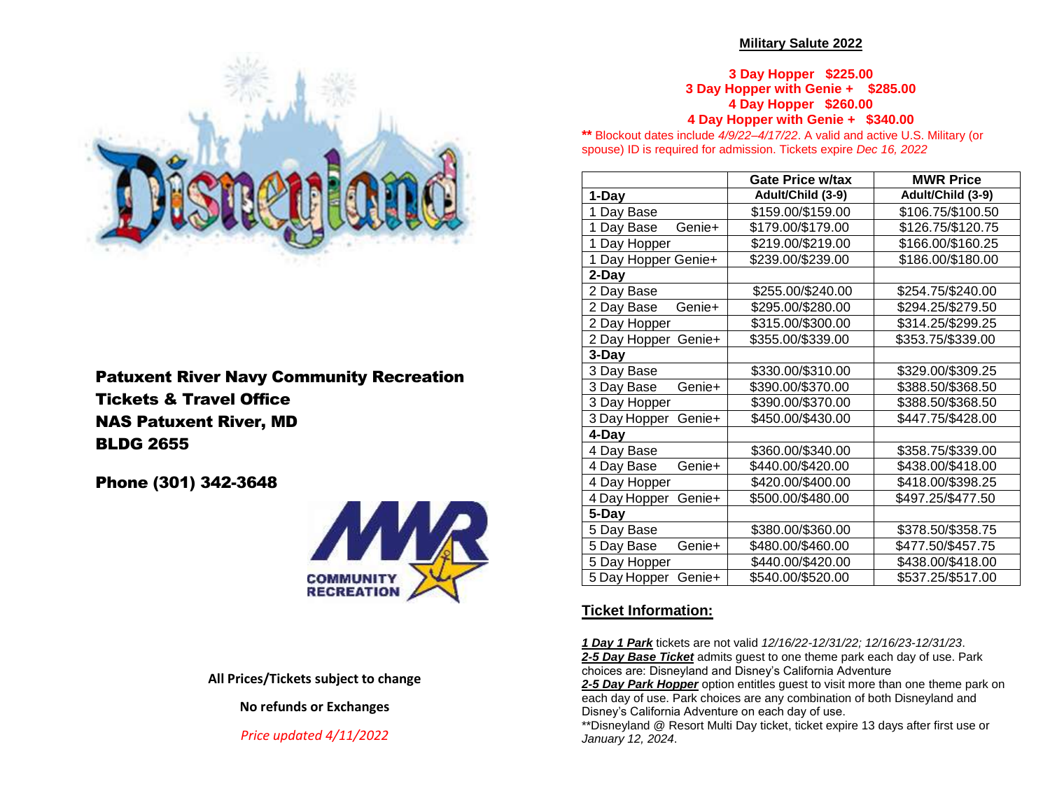Patuxent River Navy Community Recreation
Tickets & Travel Office
NAS Patuxent River, MD
BLDG 2655

Phone (301) 342-3648

All Prices/Tickets subject to change

No refunds or Exchanges

*Price updated 4/11/2022*

## Military Salute 2022

**3 Day Hopper $225.00**
**3 Day Hopper with Genie + $285.00**
**4 Day Hopper $260.00**
**4 Day Hopper with Genie + $340.00**

**\*\*** Blockout dates include *4/9/22–4/17/22*. A valid and active U.S. Military (or spouse) ID is required for admission. Tickets expire *Dec 16, 2022*

| | Gate Price w/tax | MWR Price |
|---|---|---|
| **1-Day** | **Adult/Child (3-9)** | **Adult/Child (3-9)** |
| 1 Day Base | $159.00/$159.00 | $106.75/$100.50 |
| 1 Day Base Genie+ | $179.00/$179.00 | $126.75/$120.75 |
| 1 Day Hopper | $219.00/$219.00 | $166.00/$160.25 |
| 1 Day Hopper Genie+ | $239.00/$239.00 | $186.00/$180.00 |
| **2-Day** | | |
| 2 Day Base | $255.00/$240.00 | $254.75/$240.00 |
| 2 Day Base Genie+ | $295.00/$280.00 | $294.25/$279.50 |
| 2 Day Hopper | $315.00/$300.00 | $314.25/$299.25 |
| 2 Day Hopper Genie+ | $355.00/$339.00 | $353.75/$339.00 |
| **3-Day** | | |
| 3 Day Base | $330.00/$310.00 | $329.00/$309.25 |
| 3 Day Base Genie+ | $390.00/$370.00 | $388.50/$368.50 |
| 3 Day Hopper | $390.00/$370.00 | $388.50/$368.50 |
| 3 Day Hopper Genie+ | $450.00/$430.00 | $447.75/$428.00 |
| **4-Day** | | |
| 4 Day Base | $360.00/$340.00 | $358.75/$339.00 |
| 4 Day Base Genie+ | $440.00/$420.00 | $438.00/$418.00 |
| 4 Day Hopper | $420.00/$400.00 | $418.00/$398.25 |
| 4 Day Hopper Genie+ | $500.00/$480.00 | $497.25/$477.50 |
| **5-Day** | | |
| 5 Day Base | $380.00/$360.00 | $378.50/$358.75 |
| 5 Day Base Genie+ | $480.00/$460.00 | $477.50/$457.75 |
| 5 Day Hopper | $440.00/$420.00 | $438.00/$418.00 |
| 5 Day Hopper Genie+ | $540.00/$520.00 | $537.25/$517.00 |

## Ticket Information:

***1 Day 1 Park*** tickets are not valid *12/16/22-12/31/22; 12/16/23-12/31/23*.
***2-5 Day Base Ticket*** admits guest to one theme park each day of use. Park choices are: Disneyland and Disney's California Adventure
***2-5 Day Park Hopper*** option entitles guest to visit more than one theme park on each day of use. Park choices are any combination of both Disneyland and Disney's California Adventure on each day of use.
**Disneyland @ Resort Multi Day ticket, ticket expire 13 days after first use or *January 12, 2024*.